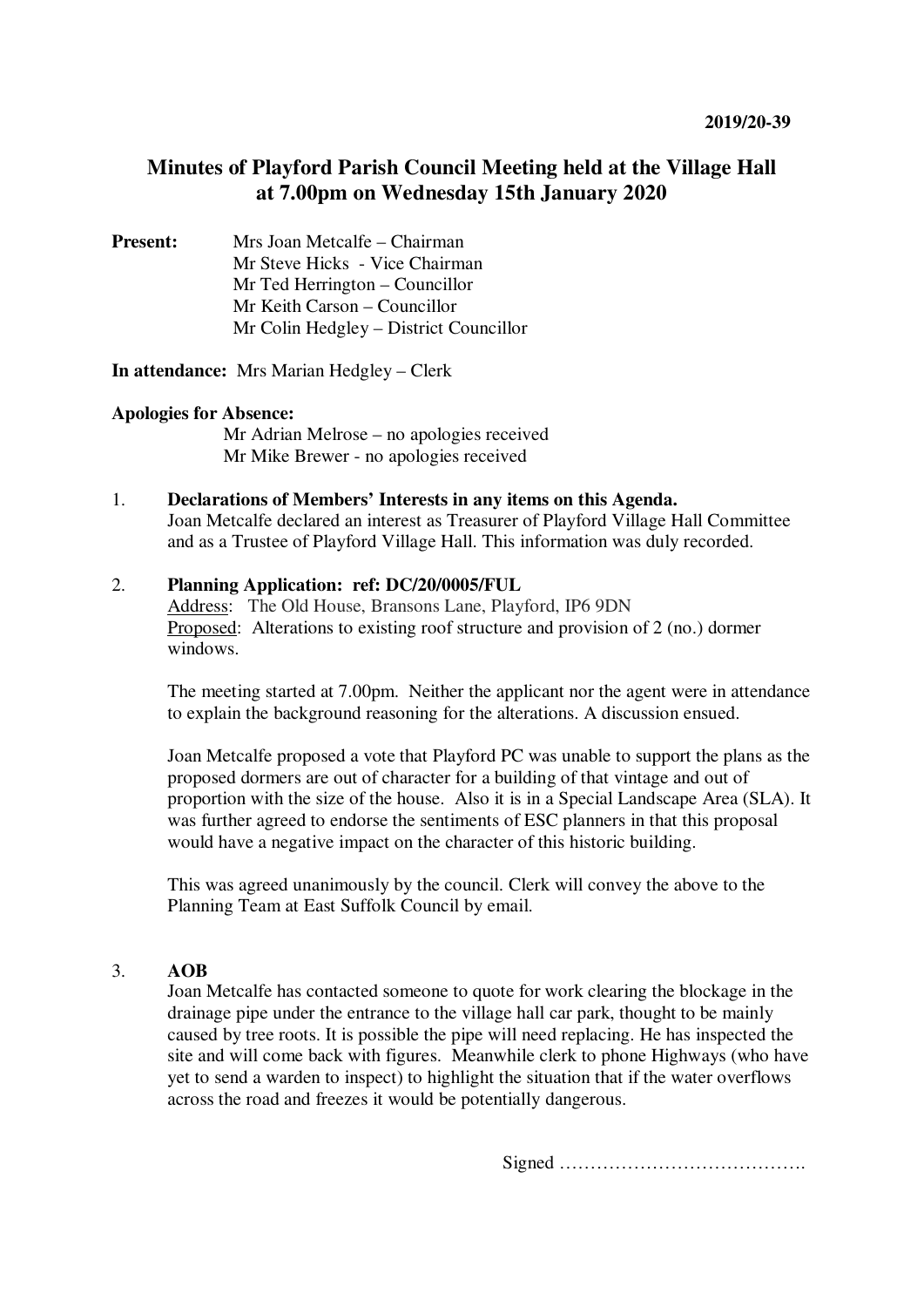2019/20-39

# Minutes of Playford Parish Council Meeting held at the Village Hall at 7.00pm on Wednesday 15th January 2020

**Present:**
Mrs Joan Metcalfe – Chairman
Mr Steve Hicks - Vice Chairman
Mr Ted Herrington – Councillor
Mr Keith Carson – Councillor
Mr Colin Hedgley – District Councillor

**In attendance:** Mrs Marian Hedgley – Clerk

**Apologies for Absence:**
Mr Adrian Melrose – no apologies received
Mr Mike Brewer - no apologies received

1. **Declarations of Members' Interests in any items on this Agenda.**
   Joan Metcalfe declared an interest as Treasurer of Playford Village Hall Committee and as a Trustee of Playford Village Hall. This information was duly recorded.

2. **Planning Application: ref: DC/20/0005/FUL**
   Address: The Old House, Bransons Lane, Playford, IP6 9DN
   Proposed: Alterations to existing roof structure and provision of 2 (no.) dormer windows.

   The meeting started at 7.00pm. Neither the applicant nor the agent were in attendance to explain the background reasoning for the alterations. A discussion ensued.

   Joan Metcalfe proposed a vote that Playford PC was unable to support the plans as the proposed dormers are out of character for a building of that vintage and out of proportion with the size of the house. Also it is in a Special Landscape Area (SLA). It was further agreed to endorse the sentiments of ESC planners in that this proposal would have a negative impact on the character of this historic building.

   This was agreed unanimously by the council. Clerk will convey the above to the Planning Team at East Suffolk Council by email.

3. **AOB**
   Joan Metcalfe has contacted someone to quote for work clearing the blockage in the drainage pipe under the entrance to the village hall car park, thought to be mainly caused by tree roots. It is possible the pipe will need replacing. He has inspected the site and will come back with figures. Meanwhile clerk to phone Highways (who have yet to send a warden to inspect) to highlight the situation that if the water overflows across the road and freezes it would be potentially dangerous.

Signed ………………………………….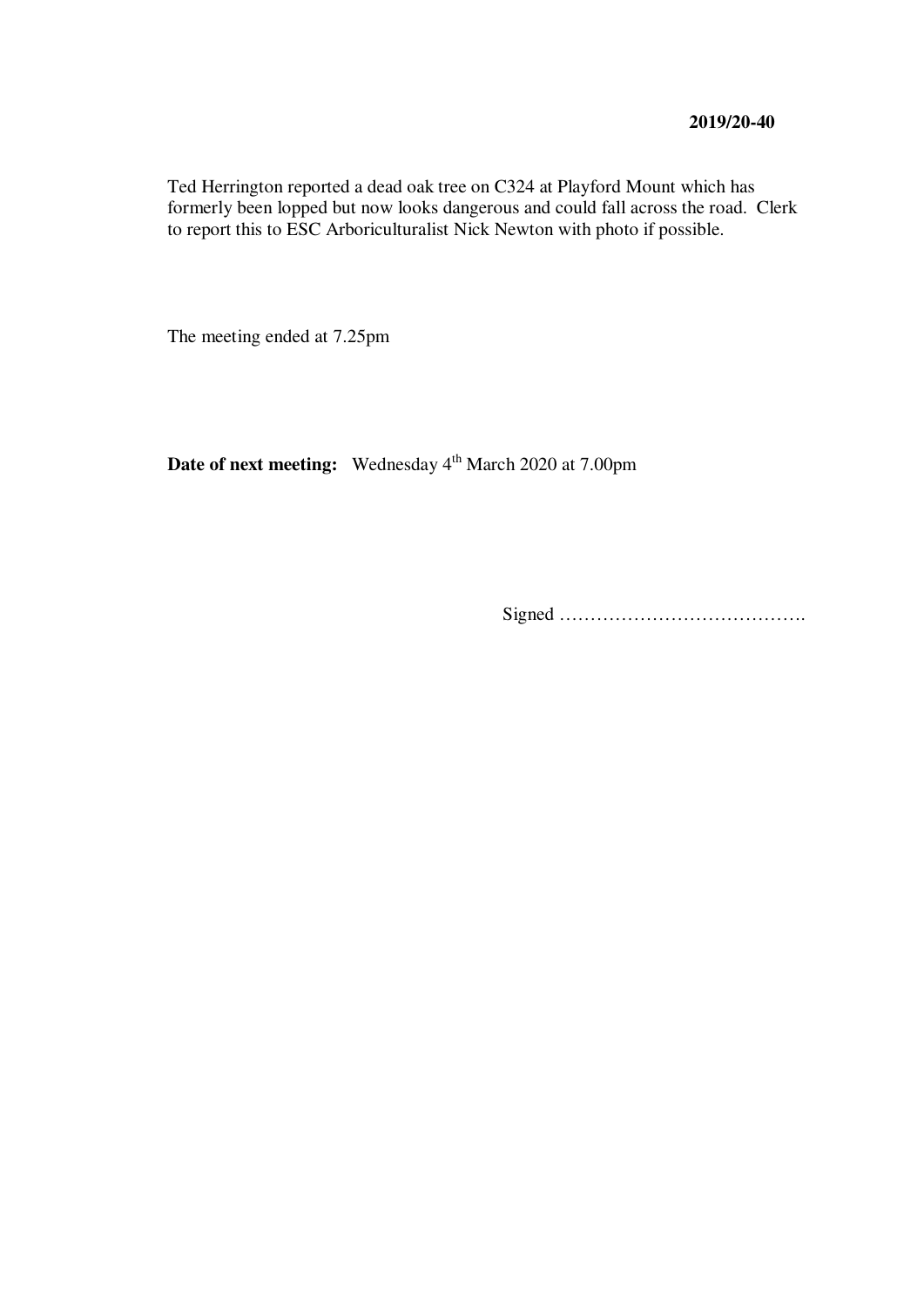Ted Herrington reported a dead oak tree on C324 at Playford Mount which has formerly been lopped but now looks dangerous and could fall across the road. Clerk to report this to ESC Arboriculturalist Nick Newton with photo if possible.

The meeting ended at 7.25pm

**Date of next meeting:** Wednesday 4th March 2020 at 7.00pm

Signed ………………………………….